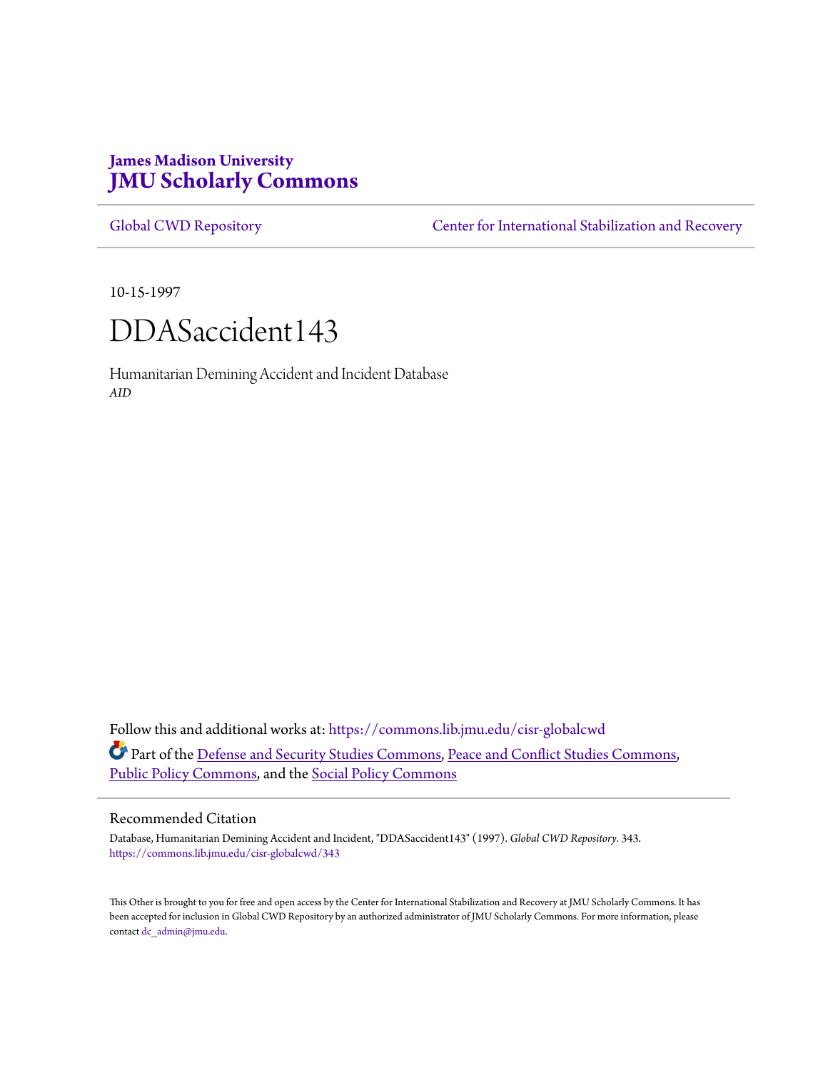# James Madison University
# JMU Scholarly Commons

Global CWD Repository

Center for International Stabilization and Recovery

10-15-1997

# DDASaccident143

Humanitarian Demining Accident and Incident Database

*AID*

Follow this and additional works at: https://commons.lib.jmu.edu/cisr-globalcwd

Part of the Defense and Security Studies Commons, Peace and Conflict Studies Commons, Public Policy Commons, and the Social Policy Commons

## Recommended Citation

Database, Humanitarian Demining Accident and Incident, "DDASaccident143" (1997). *Global CWD Repository*. 343.
https://commons.lib.jmu.edu/cisr-globalcwd/343

This Other is brought to you for free and open access by the Center for International Stabilization and Recovery at JMU Scholarly Commons. It has been accepted for inclusion in Global CWD Repository by an authorized administrator of JMU Scholarly Commons. For more information, please contact dc_admin@jmu.edu.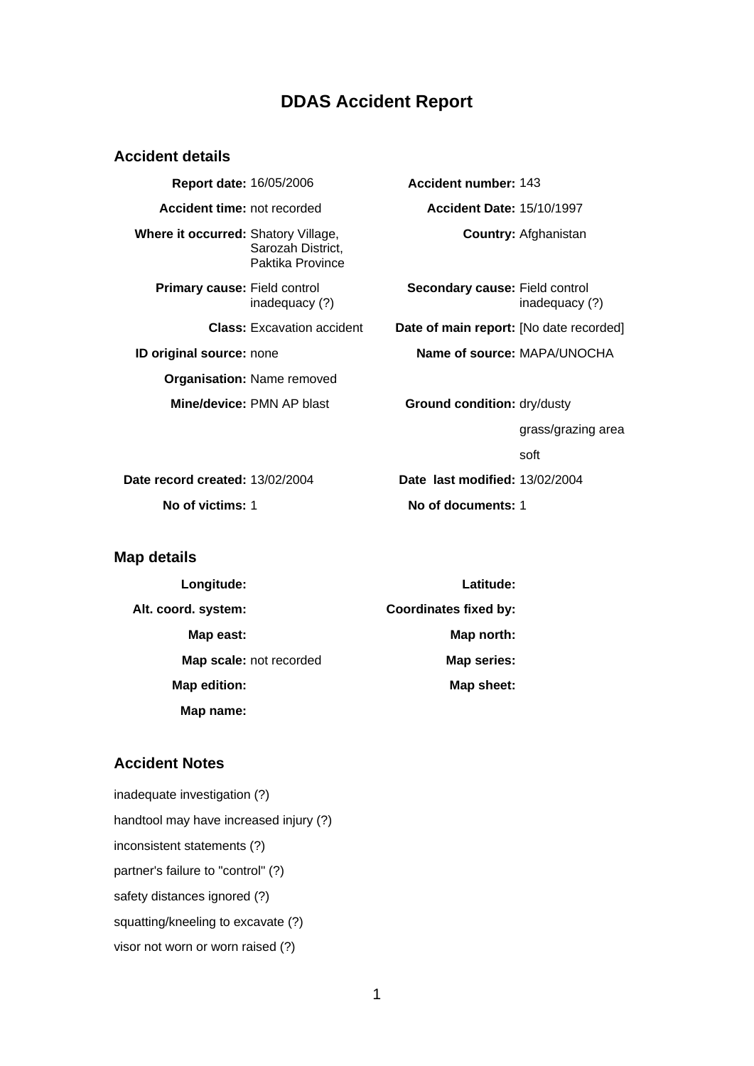# DDAS Accident Report

## Accident details

| | | | |
|---|---|---|---|
| **Report date:** | 16/05/2006 | **Accident number:** | 143 |
| **Accident time:** | not recorded | **Accident Date:** | 15/10/1997 |
| **Where it occurred:** | Shatory Village, Sarozah District, Paktika Province | **Country:** | Afghanistan |
| **Primary cause:** | Field control inadequacy (?) | **Secondary cause:** | Field control inadequacy (?) |
| **Class:** | Excavation accident | **Date of main report:** | [No date recorded] |
| **ID original source:** | none | **Name of source:** | MAPA/UNOCHA |
| **Organisation:** | Name removed | | |
| **Mine/device:** | PMN AP blast | **Ground condition:** | dry/dusty |
| | | | grass/grazing area |
| | | | soft |
| **Date record created:** | 13/02/2004 | **Date last modified:** | 13/02/2004 |
| **No of victims:** | 1 | **No of documents:** | 1 |

## Map details

| | | | |
|---|---|---|---|
| **Longitude:** | | **Latitude:** | |
| **Alt. coord. system:** | | **Coordinates fixed by:** | |
| **Map east:** | | **Map north:** | |
| **Map scale:** | not recorded | **Map series:** | |
| **Map edition:** | | **Map sheet:** | |
| **Map name:** | | | |

## Accident Notes

inadequate investigation (?)

handtool may have increased injury (?)

inconsistent statements (?)

partner's failure to "control" (?)

safety distances ignored (?)

squatting/kneeling to excavate (?)

visor not worn or worn raised (?)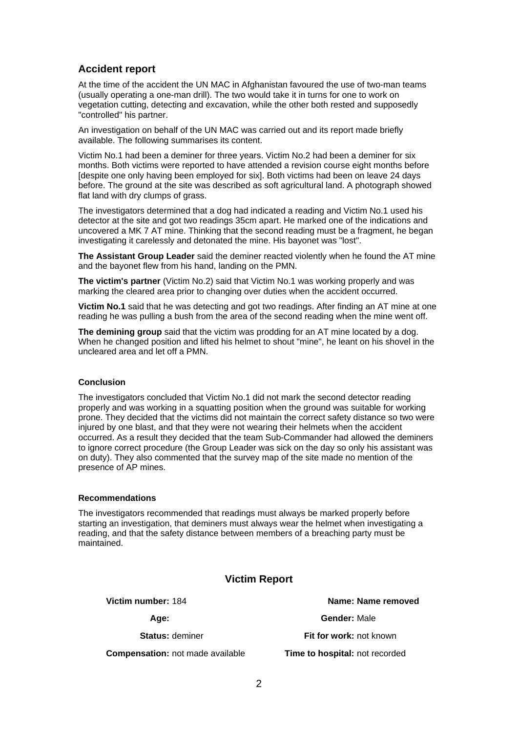## Accident report

At the time of the accident the UN MAC in Afghanistan favoured the use of two-man teams (usually operating a one-man drill). The two would take it in turns for one to work on vegetation cutting, detecting and excavation, while the other both rested and supposedly "controlled" his partner.

An investigation on behalf of the UN MAC was carried out and its report made briefly available. The following summarises its content.

Victim No.1 had been a deminer for three years. Victim No.2 had been a deminer for six months. Both victims were reported to have attended a revision course eight months before [despite one only having been employed for six]. Both victims had been on leave 24 days before. The ground at the site was described as soft agricultural land. A photograph showed flat land with dry clumps of grass.

The investigators determined that a dog had indicated a reading and Victim No.1 used his detector at the site and got two readings 35cm apart. He marked one of the indications and uncovered a MK 7 AT mine. Thinking that the second reading must be a fragment, he began investigating it carelessly and detonated the mine. His bayonet was "lost".

**The Assistant Group Leader** said the deminer reacted violently when he found the AT mine and the bayonet flew from his hand, landing on the PMN.

**The victim's partner** (Victim No.2) said that Victim No.1 was working properly and was marking the cleared area prior to changing over duties when the accident occurred.

**Victim No.1** said that he was detecting and got two readings. After finding an AT mine at one reading he was pulling a bush from the area of the second reading when the mine went off.

**The demining group** said that the victim was prodding for an AT mine located by a dog. When he changed position and lifted his helmet to shout "mine", he leant on his shovel in the uncleared area and let off a PMN.

#### Conclusion

The investigators concluded that Victim No.1 did not mark the second detector reading properly and was working in a squatting position when the ground was suitable for working prone. They decided that the victims did not maintain the correct safety distance so two were injured by one blast, and that they were not wearing their helmets when the accident occurred. As a result they decided that the team Sub-Commander had allowed the deminers to ignore correct procedure (the Group Leader was sick on the day so only his assistant was on duty). They also commented that the survey map of the site made no mention of the presence of AP mines.

#### Recommendations

The investigators recommended that readings must always be marked properly before starting an investigation, that deminers must always wear the helmet when investigating a reading, and that the safety distance between members of a breaching party must be maintained.

### Victim Report

| | |
|---|---|
| **Victim number:** 184 | **Name: Name removed** |
| **Age:** | **Gender:** Male |
| **Status:** deminer | **Fit for work:** not known |
| **Compensation:** not made available | **Time to hospital:** not recorded |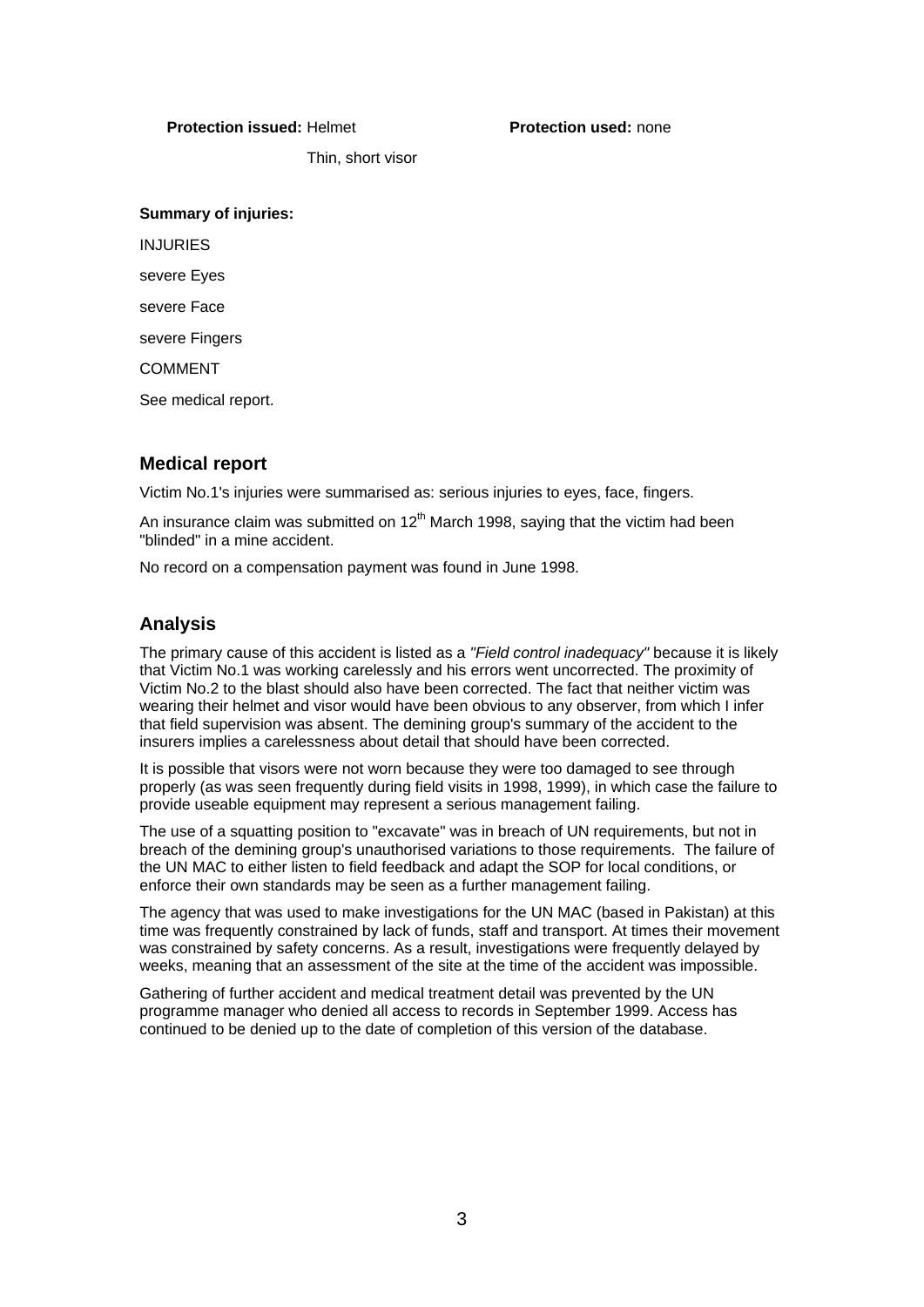**Protection issued:** Helmet
Thin, short visor

**Protection used:** none

**Summary of injuries:**

INJURIES

severe Eyes

severe Face

severe Fingers

COMMENT

See medical report.

## Medical report

Victim No.1's injuries were summarised as: serious injuries to eyes, face, fingers.

An insurance claim was submitted on 12th March 1998, saying that the victim had been "blinded" in a mine accident.

No record on a compensation payment was found in June 1998.

## Analysis

The primary cause of this accident is listed as a *"Field control inadequacy"* because it is likely that Victim No.1 was working carelessly and his errors went uncorrected. The proximity of Victim No.2 to the blast should also have been corrected. The fact that neither victim was wearing their helmet and visor would have been obvious to any observer, from which I infer that field supervision was absent. The demining group's summary of the accident to the insurers implies a carelessness about detail that should have been corrected.

It is possible that visors were not worn because they were too damaged to see through properly (as was seen frequently during field visits in 1998, 1999), in which case the failure to provide useable equipment may represent a serious management failing.

The use of a squatting position to "excavate" was in breach of UN requirements, but not in breach of the demining group's unauthorised variations to those requirements. The failure of the UN MAC to either listen to field feedback and adapt the SOP for local conditions, or enforce their own standards may be seen as a further management failing.

The agency that was used to make investigations for the UN MAC (based in Pakistan) at this time was frequently constrained by lack of funds, staff and transport. At times their movement was constrained by safety concerns. As a result, investigations were frequently delayed by weeks, meaning that an assessment of the site at the time of the accident was impossible.

Gathering of further accident and medical treatment detail was prevented by the UN programme manager who denied all access to records in September 1999. Access has continued to be denied up to the date of completion of this version of the database.